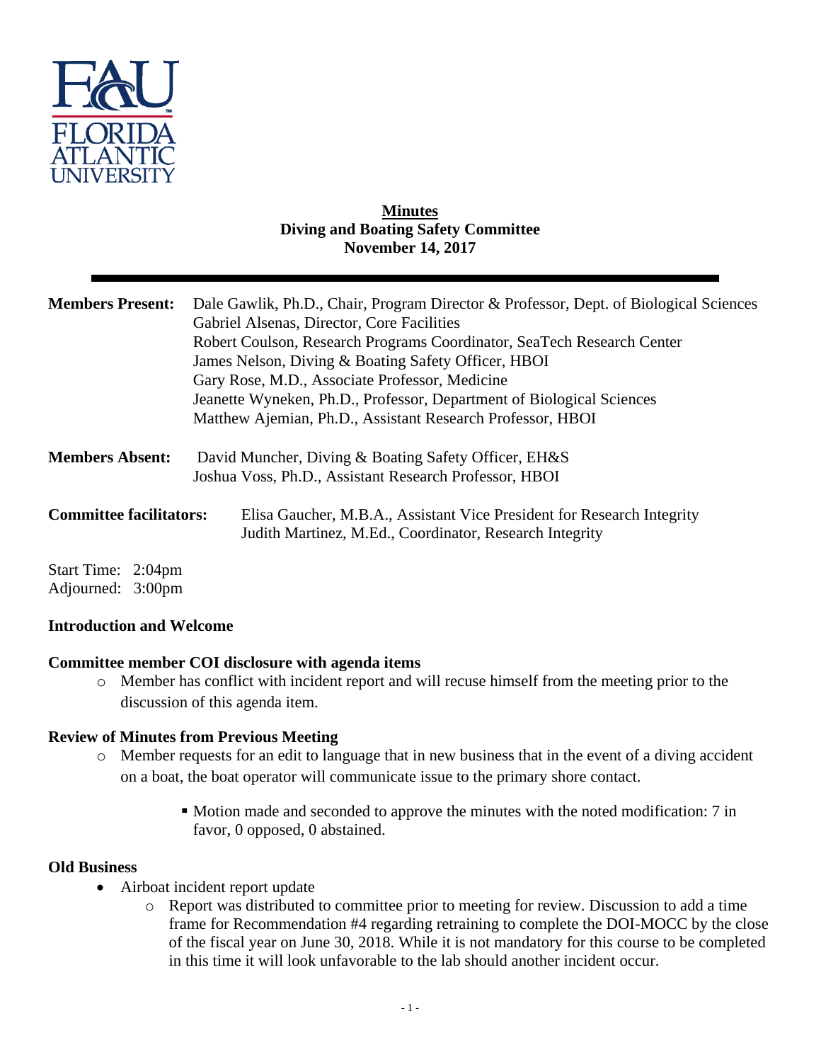**Minutes**
**Diving and Boating Safety Committee**
**November 14, 2017**

---

**Members Present:** Dale Gawlik, Ph.D., Chair, Program Director & Professor, Dept. of Biological Sciences
Gabriel Alsenas, Director, Core Facilities
Robert Coulson, Research Programs Coordinator, SeaTech Research Center
James Nelson, Diving & Boating Safety Officer, HBOI
Gary Rose, M.D., Associate Professor, Medicine
Jeanette Wyneken, Ph.D., Professor, Department of Biological Sciences
Matthew Ajemian, Ph.D., Assistant Research Professor, HBOI

**Members Absent:** David Muncher, Diving & Boating Safety Officer, EH&S
Joshua Voss, Ph.D., Assistant Research Professor, HBOI

**Committee facilitators:** Elisa Gaucher, M.B.A., Assistant Vice President for Research Integrity
Judith Martinez, M.Ed., Coordinator, Research Integrity

Start Time: 2:04pm
Adjourned: 3:00pm

**Introduction and Welcome**

**Committee member COI disclosure with agenda items**

- Member has conflict with incident report and will recuse himself from the meeting prior to the discussion of this agenda item.

**Review of Minutes from Previous Meeting**

- Member requests for an edit to language that in new business that in the event of a diving accident on a boat, the boat operator will communicate issue to the primary shore contact.
    - Motion made and seconded to approve the minutes with the noted modification: 7 in favor, 0 opposed, 0 abstained.

**Old Business**

- Airboat incident report update
    - Report was distributed to committee prior to meeting for review. Discussion to add a time frame for Recommendation #4 regarding retraining to complete the DOI-MOCC by the close of the fiscal year on June 30, 2018. While it is not mandatory for this course to be completed in this time it will look unfavorable to the lab should another incident occur.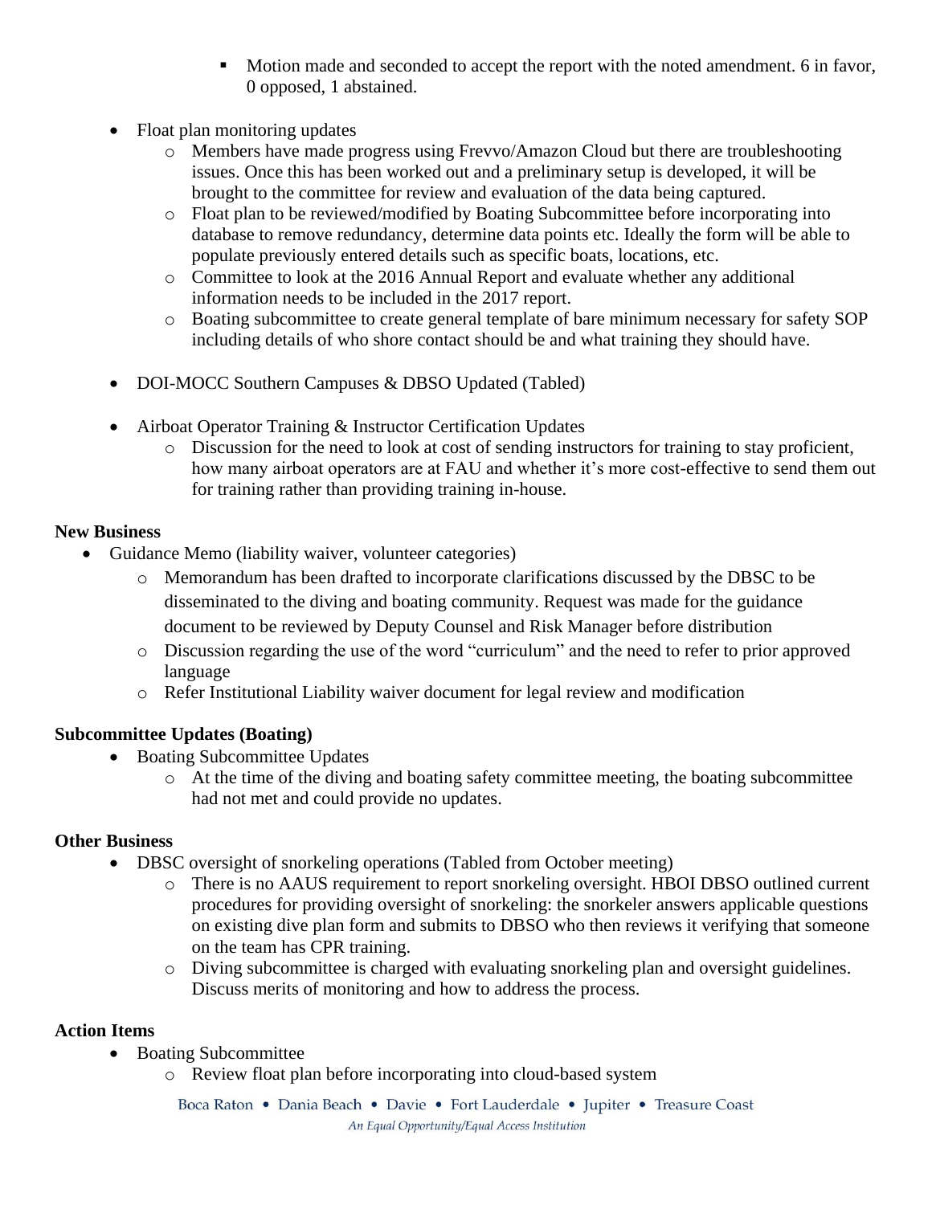- Motion made and seconded to accept the report with the noted amendment. 6 in favor, 0 opposed, 1 abstained.

- Float plan monitoring updates
    - Members have made progress using Frevvo/Amazon Cloud but there are troubleshooting issues. Once this has been worked out and a preliminary setup is developed, it will be brought to the committee for review and evaluation of the data being captured.
    - Float plan to be reviewed/modified by Boating Subcommittee before incorporating into database to remove redundancy, determine data points etc. Ideally the form will be able to populate previously entered details such as specific boats, locations, etc.
    - Committee to look at the 2016 Annual Report and evaluate whether any additional information needs to be included in the 2017 report.
    - Boating subcommittee to create general template of bare minimum necessary for safety SOP including details of who shore contact should be and what training they should have.

- DOI-MOCC Southern Campuses & DBSO Updated (Tabled)

- Airboat Operator Training & Instructor Certification Updates
    - Discussion for the need to look at cost of sending instructors for training to stay proficient, how many airboat operators are at FAU and whether it's more cost-effective to send them out for training rather than providing training in-house.

**New Business**

- Guidance Memo (liability waiver, volunteer categories)
    - Memorandum has been drafted to incorporate clarifications discussed by the DBSC to be disseminated to the diving and boating community. Request was made for the guidance document to be reviewed by Deputy Counsel and Risk Manager before distribution
    - Discussion regarding the use of the word "curriculum" and the need to refer to prior approved language
    - Refer Institutional Liability waiver document for legal review and modification

**Subcommittee Updates (Boating)**

- Boating Subcommittee Updates
    - At the time of the diving and boating safety committee meeting, the boating subcommittee had not met and could provide no updates.

**Other Business**

- DBSC oversight of snorkeling operations (Tabled from October meeting)
    - There is no AAUS requirement to report snorkeling oversight. HBOI DBSO outlined current procedures for providing oversight of snorkeling: the snorkeler answers applicable questions on existing dive plan form and submits to DBSO who then reviews it verifying that someone on the team has CPR training.
    - Diving subcommittee is charged with evaluating snorkeling plan and oversight guidelines. Discuss merits of monitoring and how to address the process.

**Action Items**

- Boating Subcommittee
    - Review float plan before incorporating into cloud-based system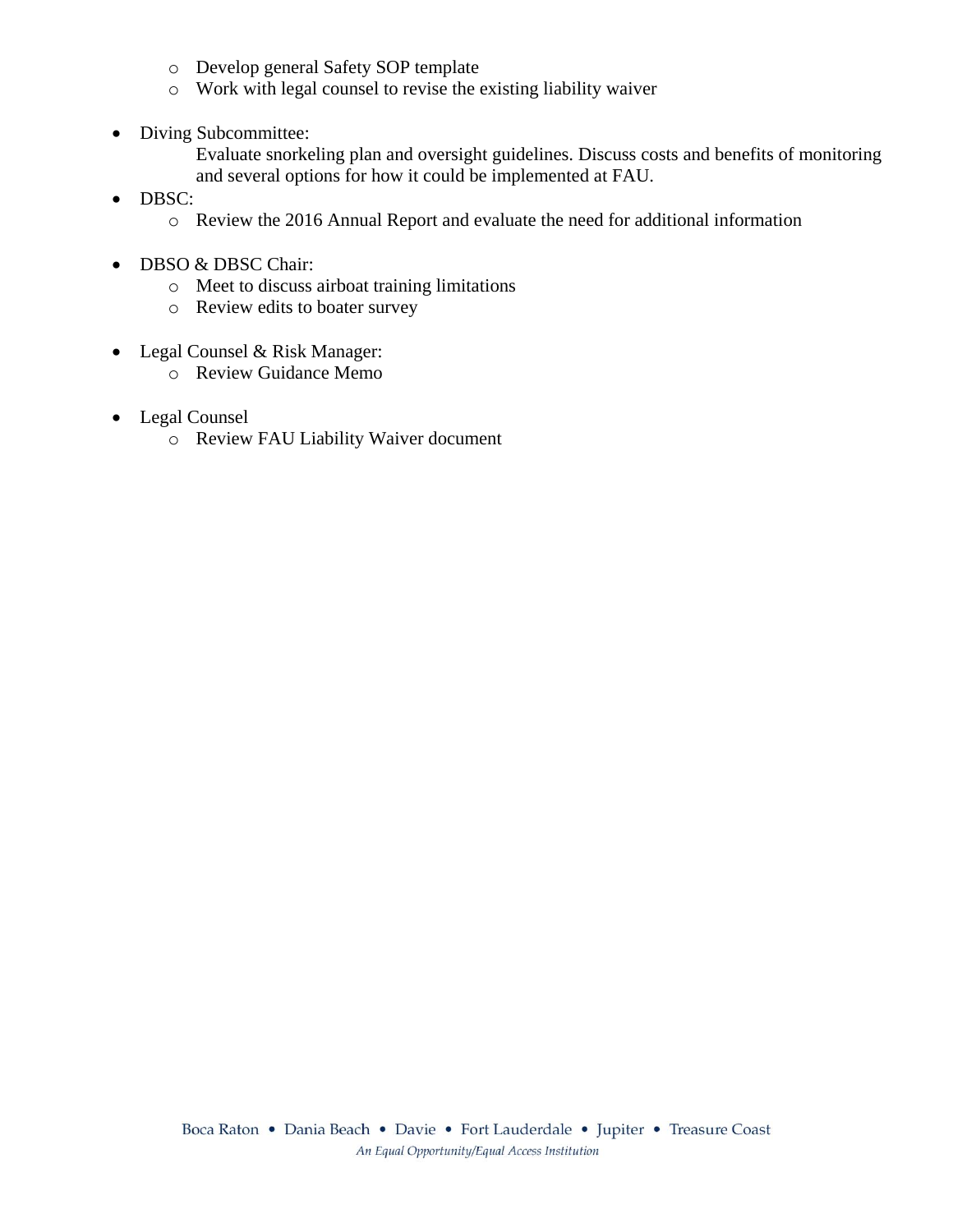- Develop general Safety SOP template
  - Work with legal counsel to revise the existing liability waiver

- Diving Subcommittee:
  Evaluate snorkeling plan and oversight guidelines. Discuss costs and benefits of monitoring and several options for how it could be implemented at FAU.
- DBSC:
  - Review the 2016 Annual Report and evaluate the need for additional information

- DBSO & DBSC Chair:
  - Meet to discuss airboat training limitations
  - Review edits to boater survey

- Legal Counsel & Risk Manager:
  - Review Guidance Memo

- Legal Counsel
  - Review FAU Liability Waiver document